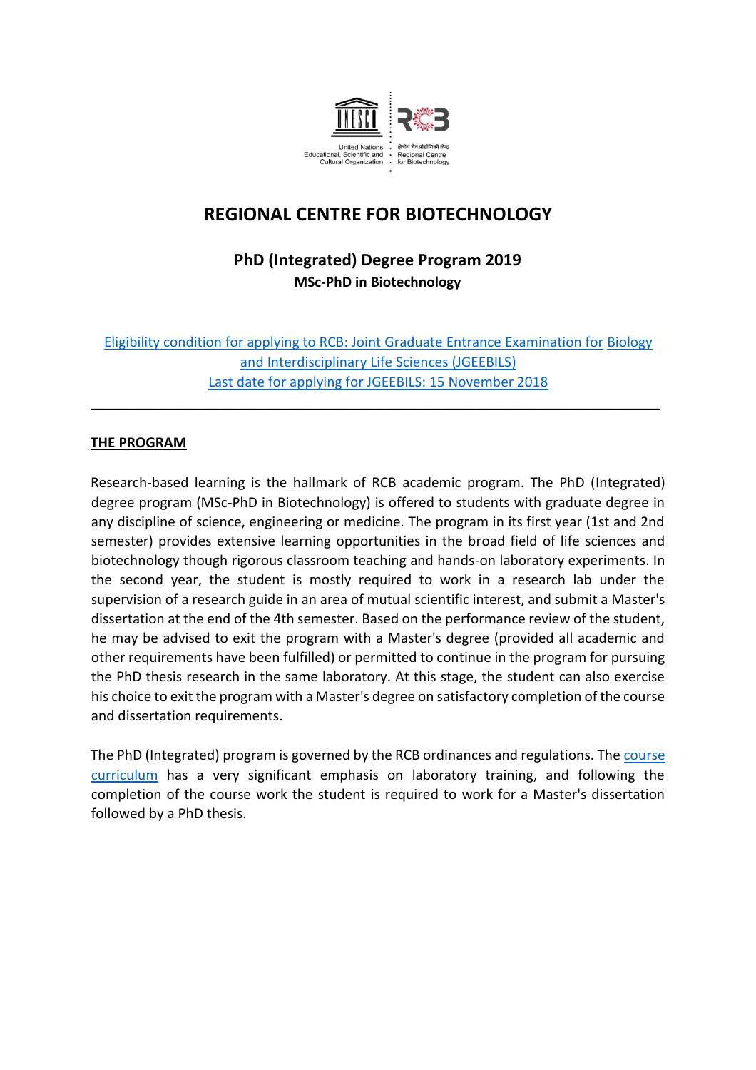# REGIONAL CENTRE FOR BIOTECHNOLOGY

## PhD (Integrated) Degree Program 2019

**MSc-PhD in Biotechnology**

Eligibility condition for applying to RCB: Joint Graduate Entrance Examination for Biology and Interdisciplinary Life Sciences (JGEEBILS)
Last date for applying for JGEEBILS: 15 November 2018

---

### THE PROGRAM

Research-based learning is the hallmark of RCB academic program. The PhD (Integrated) degree program (MSc-PhD in Biotechnology) is offered to students with graduate degree in any discipline of science, engineering or medicine. The program in its first year (1st and 2nd semester) provides extensive learning opportunities in the broad field of life sciences and biotechnology though rigorous classroom teaching and hands-on laboratory experiments. In the second year, the student is mostly required to work in a research lab under the supervision of a research guide in an area of mutual scientific interest, and submit a Master's dissertation at the end of the 4th semester. Based on the performance review of the student, he may be advised to exit the program with a Master's degree (provided all academic and other requirements have been fulfilled) or permitted to continue in the program for pursuing the PhD thesis research in the same laboratory. At this stage, the student can also exercise his choice to exit the program with a Master's degree on satisfactory completion of the course and dissertation requirements.

The PhD (Integrated) program is governed by the RCB ordinances and regulations. The course curriculum has a very significant emphasis on laboratory training, and following the completion of the course work the student is required to work for a Master's dissertation followed by a PhD thesis.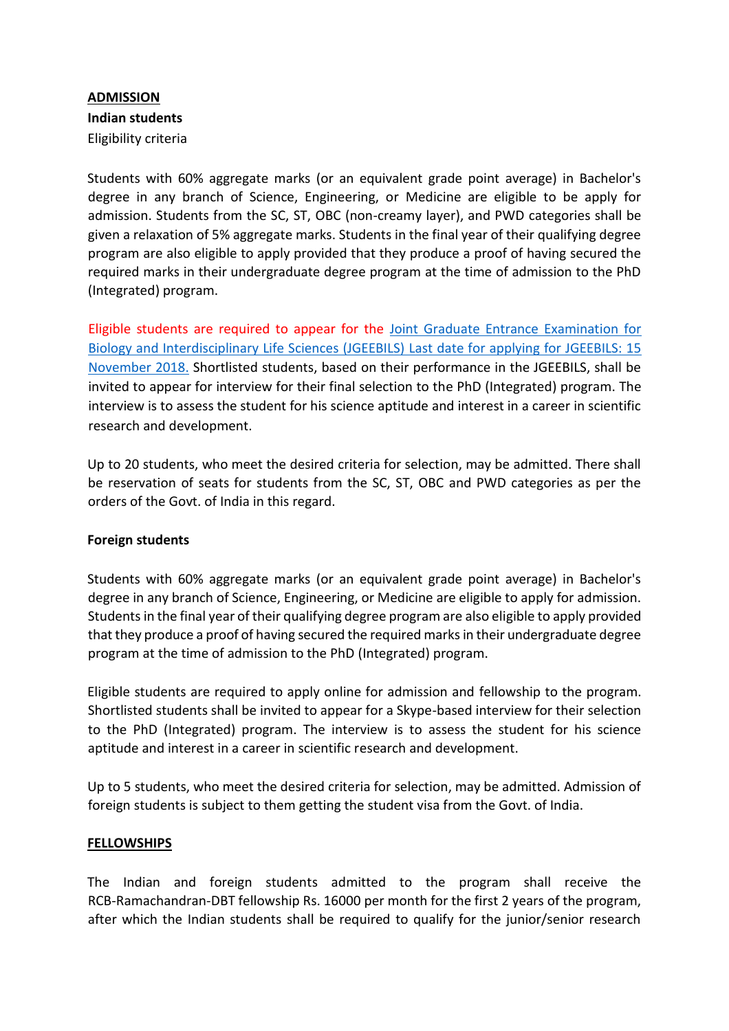**<u>ADMISSION</u>**

**Indian students**

Eligibility criteria

Students with 60% aggregate marks (or an equivalent grade point average) in Bachelor's degree in any branch of Science, Engineering, or Medicine are eligible to be apply for admission. Students from the SC, ST, OBC (non-creamy layer), and PWD categories shall be given a relaxation of 5% aggregate marks. Students in the final year of their qualifying degree program are also eligible to apply provided that they produce a proof of having secured the required marks in their undergraduate degree program at the time of admission to the PhD (Integrated) program.

Eligible students are required to appear for the [Joint Graduate Entrance Examination for Biology and Interdisciplinary Life Sciences (JGEEBILS) Last date for applying for JGEEBILS: 15 November 2018.](#) Shortlisted students, based on their performance in the JGEEBILS, shall be invited to appear for interview for their final selection to the PhD (Integrated) program. The interview is to assess the student for his science aptitude and interest in a career in scientific research and development.

Up to 20 students, who meet the desired criteria for selection, may be admitted. There shall be reservation of seats for students from the SC, ST, OBC and PWD categories as per the orders of the Govt. of India in this regard.

**Foreign students**

Students with 60% aggregate marks (or an equivalent grade point average) in Bachelor's degree in any branch of Science, Engineering, or Medicine are eligible to apply for admission. Students in the final year of their qualifying degree program are also eligible to apply provided that they produce a proof of having secured the required marks in their undergraduate degree program at the time of admission to the PhD (Integrated) program.

Eligible students are required to apply online for admission and fellowship to the program. Shortlisted students shall be invited to appear for a Skype-based interview for their selection to the PhD (Integrated) program. The interview is to assess the student for his science aptitude and interest in a career in scientific research and development.

Up to 5 students, who meet the desired criteria for selection, may be admitted. Admission of foreign students is subject to them getting the student visa from the Govt. of India.

**<u>FELLOWSHIPS</u>**

The Indian and foreign students admitted to the program shall receive the RCB-Ramachandran-DBT fellowship Rs. 16000 per month for the first 2 years of the program, after which the Indian students shall be required to qualify for the junior/senior research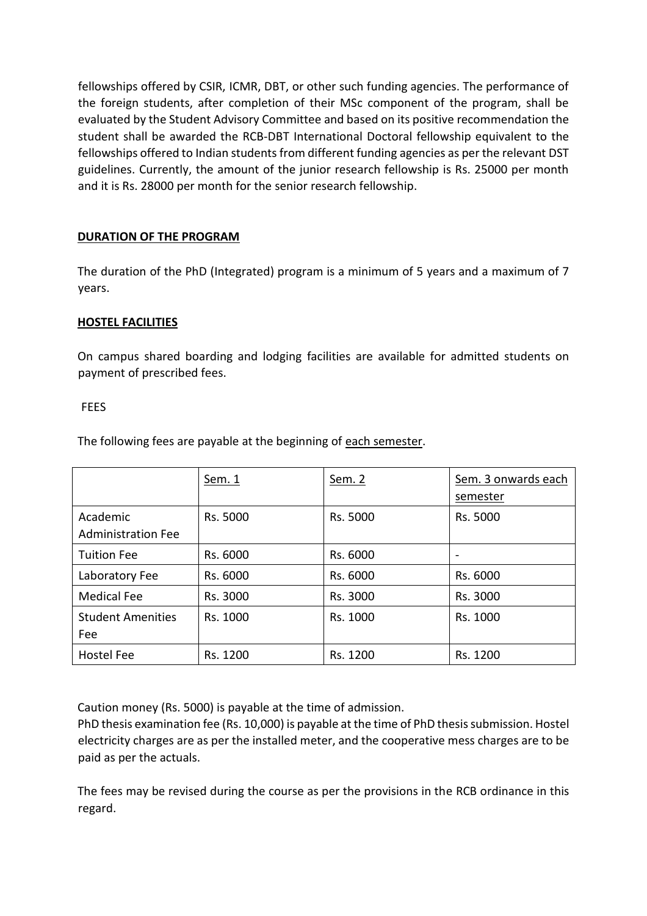fellowships offered by CSIR, ICMR, DBT, or other such funding agencies. The performance of the foreign students, after completion of their MSc component of the program, shall be evaluated by the Student Advisory Committee and based on its positive recommendation the student shall be awarded the RCB-DBT International Doctoral fellowship equivalent to the fellowships offered to Indian students from different funding agencies as per the relevant DST guidelines. Currently, the amount of the junior research fellowship is Rs. 25000 per month and it is Rs. 28000 per month for the senior research fellowship.

## DURATION OF THE PROGRAM

The duration of the PhD (Integrated) program is a minimum of 5 years and a maximum of 7 years.

## HOSTEL FACILITIES

On campus shared boarding and lodging facilities are available for admitted students on payment of prescribed fees.

FEES

The following fees are payable at the beginning of each semester.

| | Sem. 1 | Sem. 2 | Sem. 3 onwards each semester |
|---|---|---|---|
| Academic Administration Fee | Rs. 5000 | Rs. 5000 | Rs. 5000 |
| Tuition Fee | Rs. 6000 | Rs. 6000 | - |
| Laboratory Fee | Rs. 6000 | Rs. 6000 | Rs. 6000 |
| Medical Fee | Rs. 3000 | Rs. 3000 | Rs. 3000 |
| Student Amenities Fee | Rs. 1000 | Rs. 1000 | Rs. 1000 |
| Hostel Fee | Rs. 1200 | Rs. 1200 | Rs. 1200 |

Caution money (Rs. 5000) is payable at the time of admission.
PhD thesis examination fee (Rs. 10,000) is payable at the time of PhD thesis submission. Hostel electricity charges are as per the installed meter, and the cooperative mess charges are to be paid as per the actuals.

The fees may be revised during the course as per the provisions in the RCB ordinance in this regard.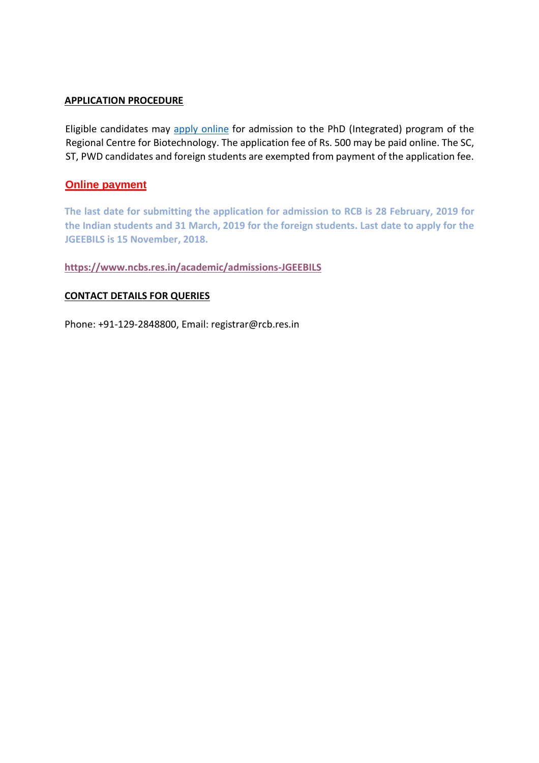**APPLICATION PROCEDURE**

Eligible candidates may apply online for admission to the PhD (Integrated) program of the Regional Centre for Biotechnology. The application fee of Rs. 500 may be paid online. The SC, ST, PWD candidates and foreign students are exempted from payment of the application fee.

**Online payment**

**The last date for submitting the application for admission to RCB is 28 February, 2019 for the Indian students and 31 March, 2019 for the foreign students. Last date to apply for the JGEEBILS is 15 November, 2018.**

**https://www.ncbs.res.in/academic/admissions-JGEEBILS**

**CONTACT DETAILS FOR QUERIES**

Phone: +91-129-2848800, Email: registrar@rcb.res.in